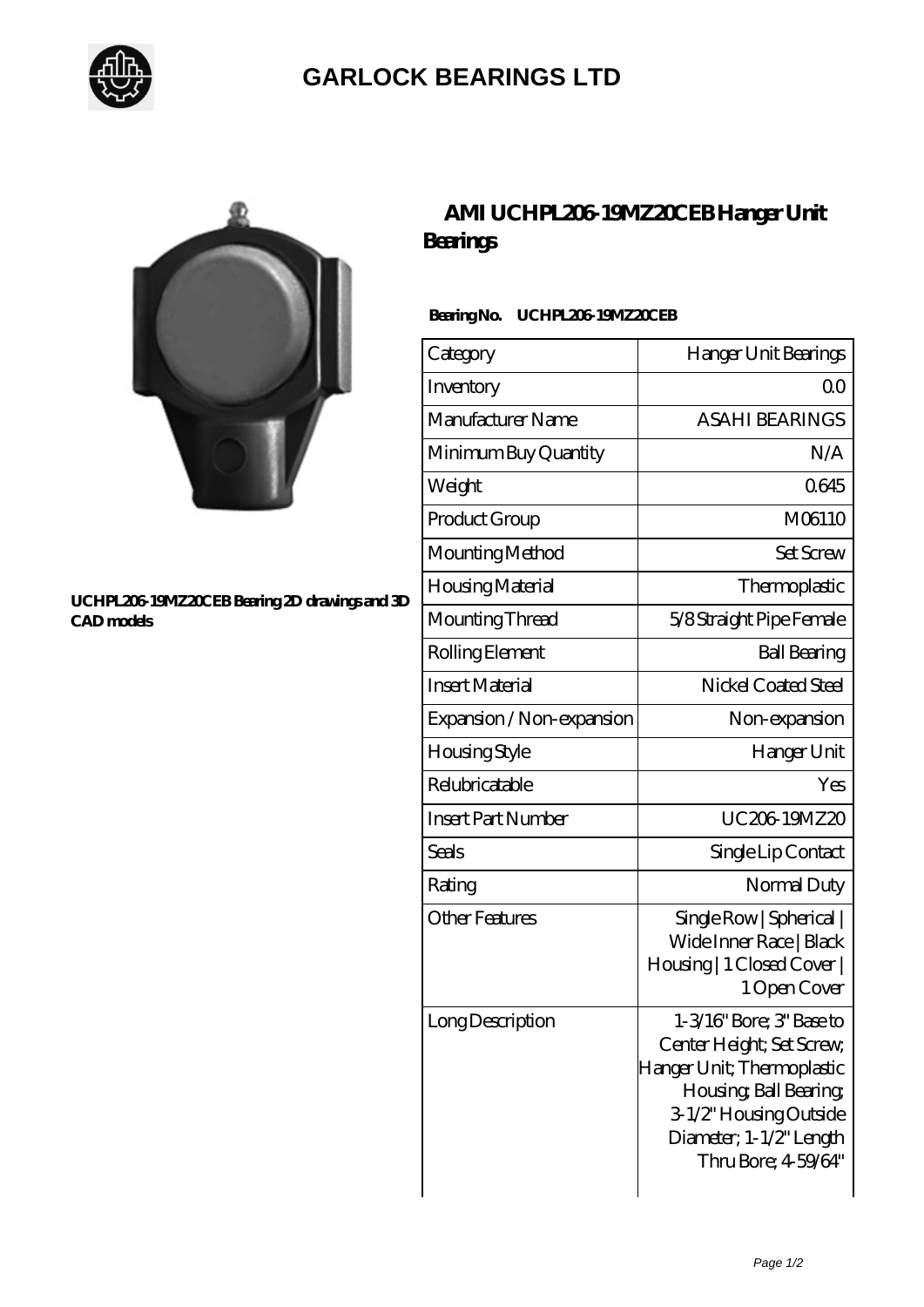# GARLOCK BEARINGS LTD

UCHPL206-19MZ20CEB Bearing 2D drawings and 3D CAD models

## AMI UCHPL206-19MZ20CEB Hanger Unit Bearings

**Bearing No. UCHPL206-19MZ20CEB**

| Category | Hanger Unit Bearings |
|---|---|
| Inventory | 0.0 |
| Manufacturer Name | ASAHI BEARINGS |
| Minimum Buy Quantity | N/A |
| Weight | 0.645 |
| Product Group | M06110 |
| Mounting Method | Set Screw |
| Housing Material | Thermoplastic |
| Mounting Thread | 5/8 Straight Pipe Female |
| Rolling Element | Ball Bearing |
| Insert Material | Nickel Coated Steel |
| Expansion / Non-expansion | Non-expansion |
| Housing Style | Hanger Unit |
| Relubricatable | Yes |
| Insert Part Number | UC206-19MZ20 |
| Seals | Single Lip Contact |
| Rating | Normal Duty |
| Other Features | Single Row \| Spherical \| Wide Inner Race \| Black Housing \| 1 Closed Cover \| 1 Open Cover |
| Long Description | 1-3/16" Bore; 3" Base to Center Height; Set Screw; Hanger Unit; Thermoplastic Housing; Ball Bearing; 3-1/2" Housing Outside Diameter; 1-1/2" Length Thru Bore; 4-59/64" |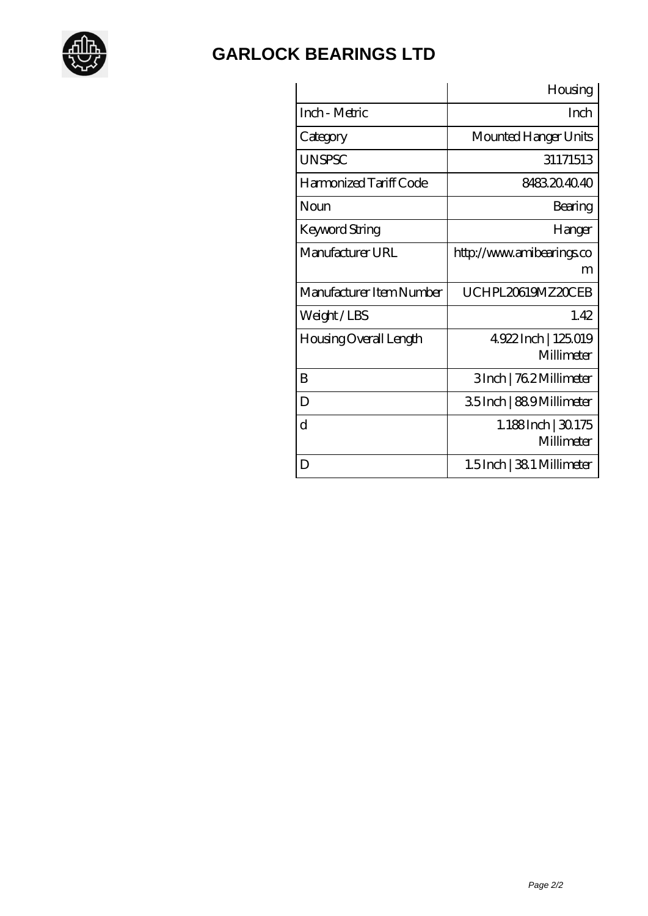# GARLOCK BEARINGS LTD

| | |
|---|---|
| | Housing |
| Inch - Metric | Inch |
| Category | Mounted Hanger Units |
| UNSPSC | 31171513 |
| Harmonized Tariff Code | 8483.20.40.40 |
| Noun | Bearing |
| Keyword String | Hanger |
| Manufacturer URL | http://www.amibearings.com |
| Manufacturer Item Number | UCHPL20619MZ20CEB |
| Weight / LBS | 1.42 |
| Housing Overall Length | 4.922 Inch \| 125.019 Millimeter |
| B | 3 Inch \| 76.2 Millimeter |
| D | 3.5 Inch \| 88.9 Millimeter |
| d | 1.188 Inch \| 30.175 Millimeter |
| D | 1.5 Inch \| 38.1 Millimeter |